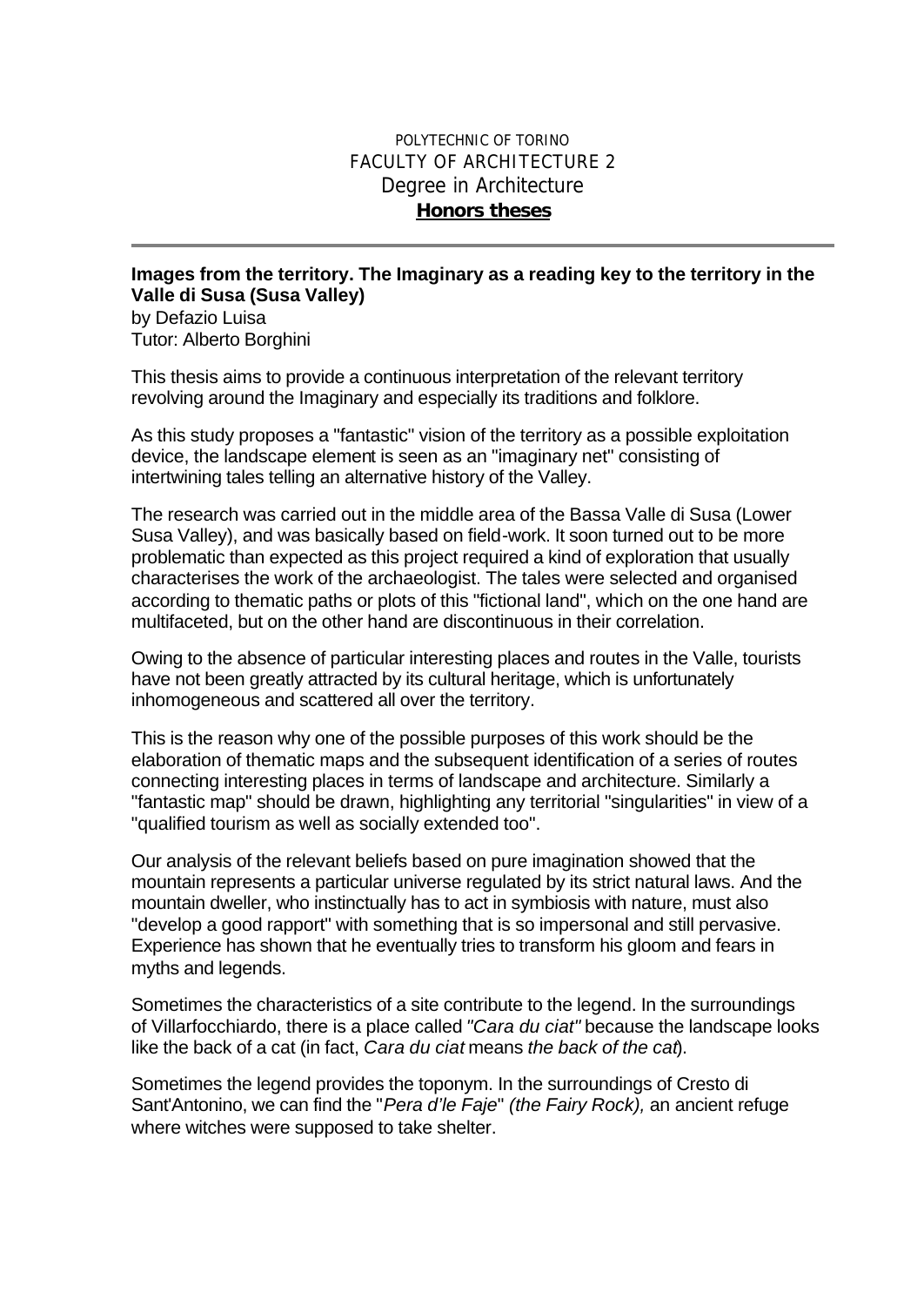POLYTECHNIC OF TORINO
FACULTY OF ARCHITECTURE 2
Degree in Architecture
**Honors theses**

---

## Images from the territory. The Imaginary as a reading key to the territory in the Valle di Susa (Susa Valley)

by Defazio Luisa
Tutor: Alberto Borghini

This thesis aims to provide a continuous interpretation of the relevant territory revolving around the Imaginary and especially its traditions and folklore.

As this study proposes a "fantastic" vision of the territory as a possible exploitation device, the landscape element is seen as an "imaginary net" consisting of intertwining tales telling an alternative history of the Valley.

The research was carried out in the middle area of the Bassa Valle di Susa (Lower Susa Valley), and was basically based on field-work. It soon turned out to be more problematic than expected as this project required a kind of exploration that usually characterises the work of the archaeologist. The tales were selected and organised according to thematic paths or plots of this "fictional land", which on the one hand are multifaceted, but on the other hand are discontinuous in their correlation.

Owing to the absence of particular interesting places and routes in the Valle, tourists have not been greatly attracted by its cultural heritage, which is unfortunately inhomogeneous and scattered all over the territory.

This is the reason why one of the possible purposes of this work should be the elaboration of thematic maps and the subsequent identification of a series of routes connecting interesting places in terms of landscape and architecture. Similarly a "fantastic map" should be drawn, highlighting any territorial "singularities" in view of a "qualified tourism as well as socially extended too".

Our analysis of the relevant beliefs based on pure imagination showed that the mountain represents a particular universe regulated by its strict natural laws. And the mountain dweller, who instinctually has to act in symbiosis with nature, must also "develop a good rapport" with something that is so impersonal and still pervasive. Experience has shown that he eventually tries to transform his gloom and fears in myths and legends.

Sometimes the characteristics of a site contribute to the legend. In the surroundings of Villarfocchiardo, there is a place called *"Cara du ciat"* because the landscape looks like the back of a cat (in fact, *Cara du ciat* means *the back of the cat*).

Sometimes the legend provides the toponym. In the surroundings of Cresto di Sant'Antonino, we can find the "*Pera d'le Faje*" *(the Fairy Rock),* an ancient refuge where witches were supposed to take shelter.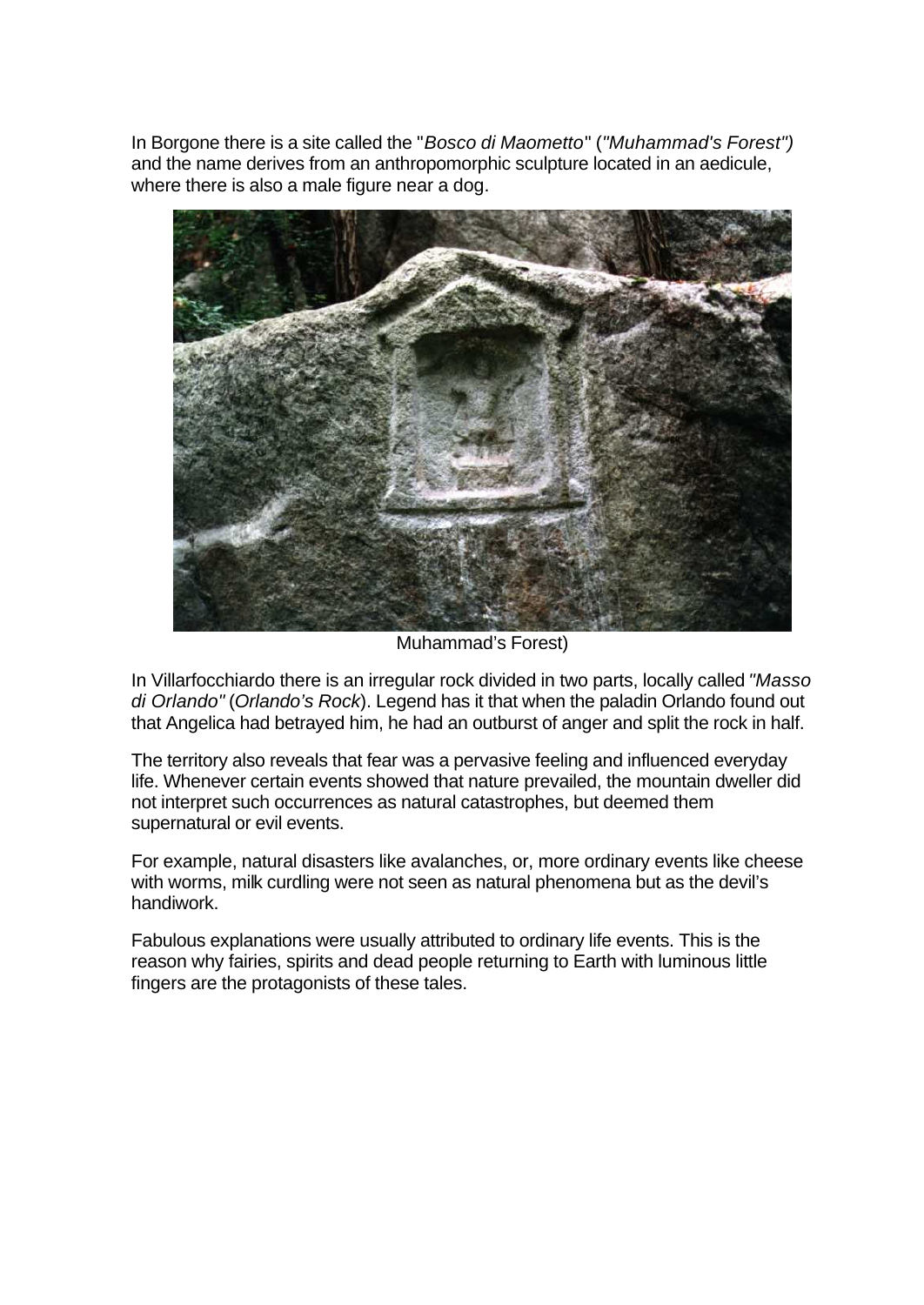In Borgone there is a site called the "*Bosco di Maometto*" (*"Muhammad's Forest")* and the name derives from an anthropomorphic sculpture located in an aedicule, where there is also a male figure near a dog.

Muhammad's Forest)

In Villarfocchiardo there is an irregular rock divided in two parts, locally called *"Masso di Orlando"* (*Orlando's Rock*). Legend has it that when the paladin Orlando found out that Angelica had betrayed him, he had an outburst of anger and split the rock in half.

The territory also reveals that fear was a pervasive feeling and influenced everyday life. Whenever certain events showed that nature prevailed, the mountain dweller did not interpret such occurrences as natural catastrophes, but deemed them supernatural or evil events.

For example, natural disasters like avalanches, or, more ordinary events like cheese with worms, milk curdling were not seen as natural phenomena but as the devil's handiwork.

Fabulous explanations were usually attributed to ordinary life events. This is the reason why fairies, spirits and dead people returning to Earth with luminous little fingers are the protagonists of these tales.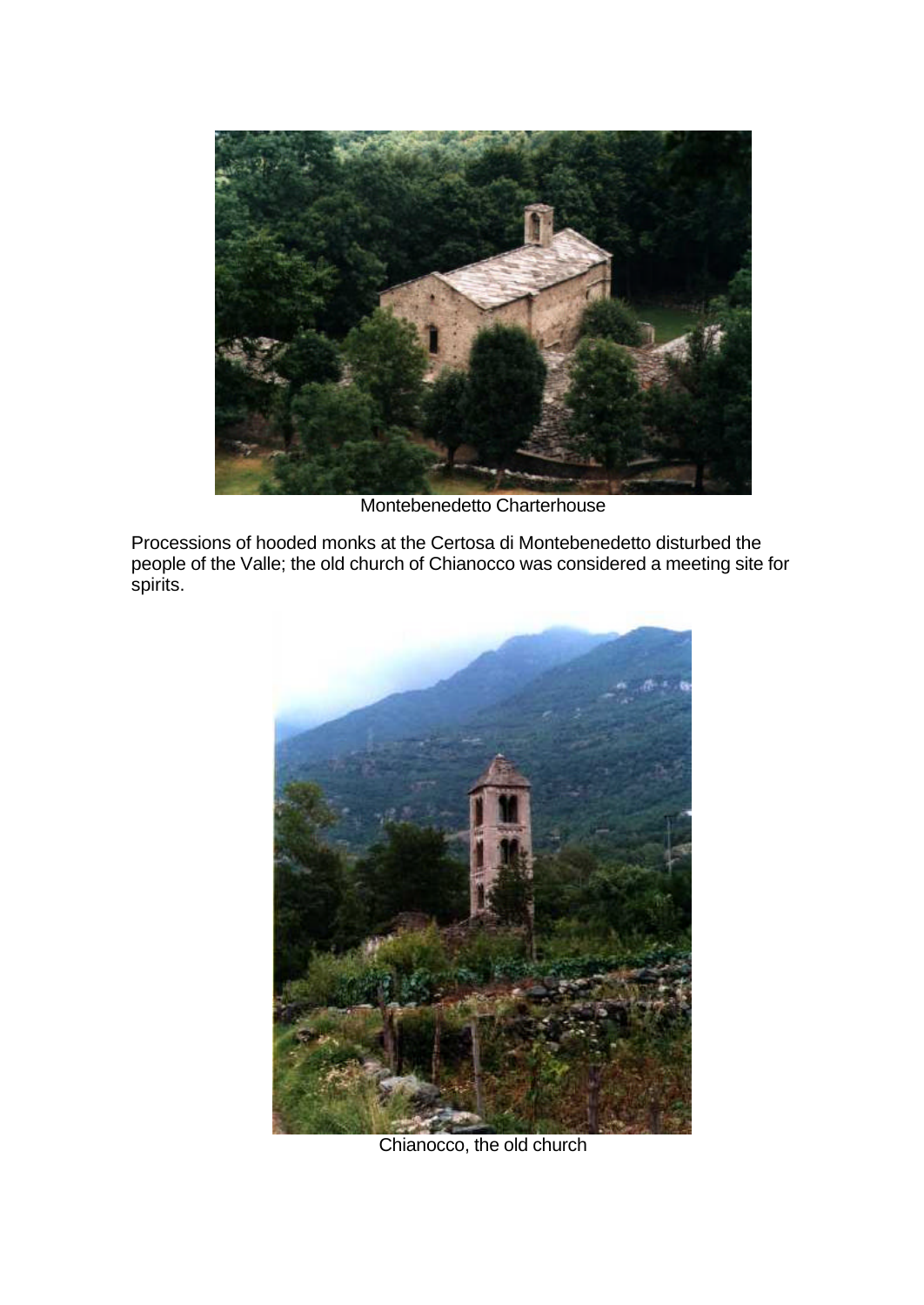Montebenedetto Charterhouse

Processions of hooded monks at the Certosa di Montebenedetto disturbed the people of the Valle; the old church of Chianocco was considered a meeting site for spirits.

Chianocco, the old church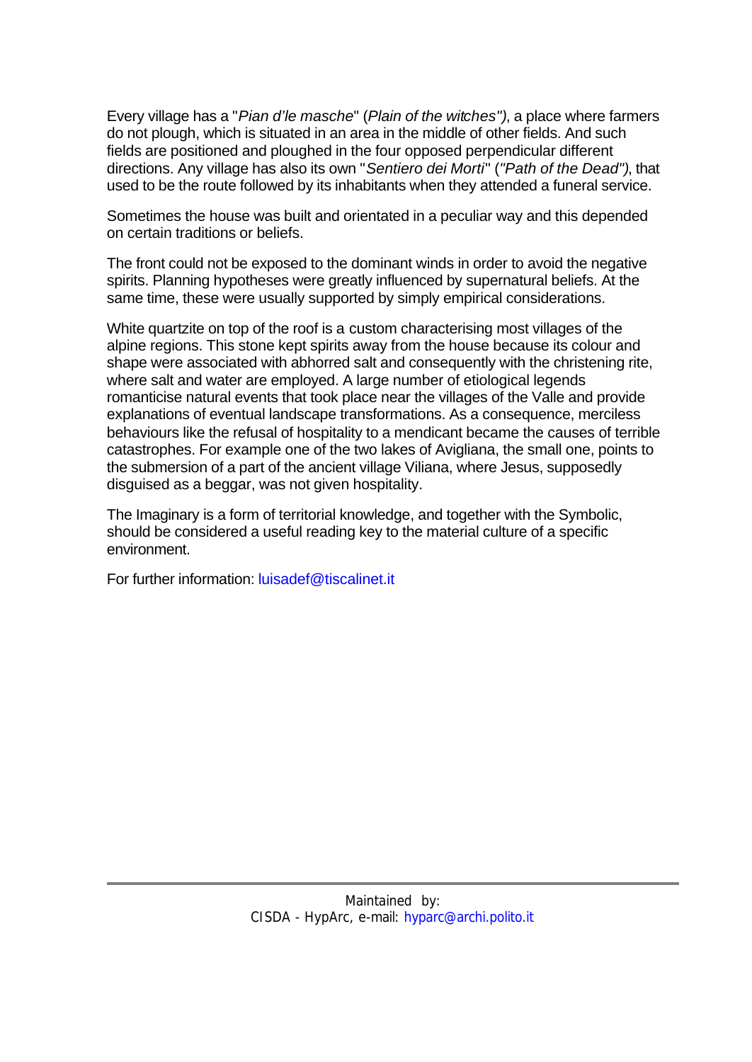Every village has a "*Pian d'le masche*" (*Plain of the witches")*, a place where farmers do not plough, which is situated in an area in the middle of other fields. And such fields are positioned and ploughed in the four opposed perpendicular different directions. Any village has also its own "*Sentiero dei Morti*" (*"Path of the Dead")*, that used to be the route followed by its inhabitants when they attended a funeral service.

Sometimes the house was built and orientated in a peculiar way and this depended on certain traditions or beliefs.

The front could not be exposed to the dominant winds in order to avoid the negative spirits. Planning hypotheses were greatly influenced by supernatural beliefs. At the same time, these were usually supported by simply empirical considerations.

White quartzite on top of the roof is a custom characterising most villages of the alpine regions. This stone kept spirits away from the house because its colour and shape were associated with abhorred salt and consequently with the christening rite, where salt and water are employed. A large number of etiological legends romanticise natural events that took place near the villages of the Valle and provide explanations of eventual landscape transformations. As a consequence, merciless behaviours like the refusal of hospitality to a mendicant became the causes of terrible catastrophes. For example one of the two lakes of Avigliana, the small one, points to the submersion of a part of the ancient village Viliana, where Jesus, supposedly disguised as a beggar, was not given hospitality.

The Imaginary is a form of territorial knowledge, and together with the Symbolic, should be considered a useful reading key to the material culture of a specific environment.

For further information: luisadef@tiscalinet.it

---

Maintained by:
CISDA - HypArc, e-mail: hyparc@archi.polito.it